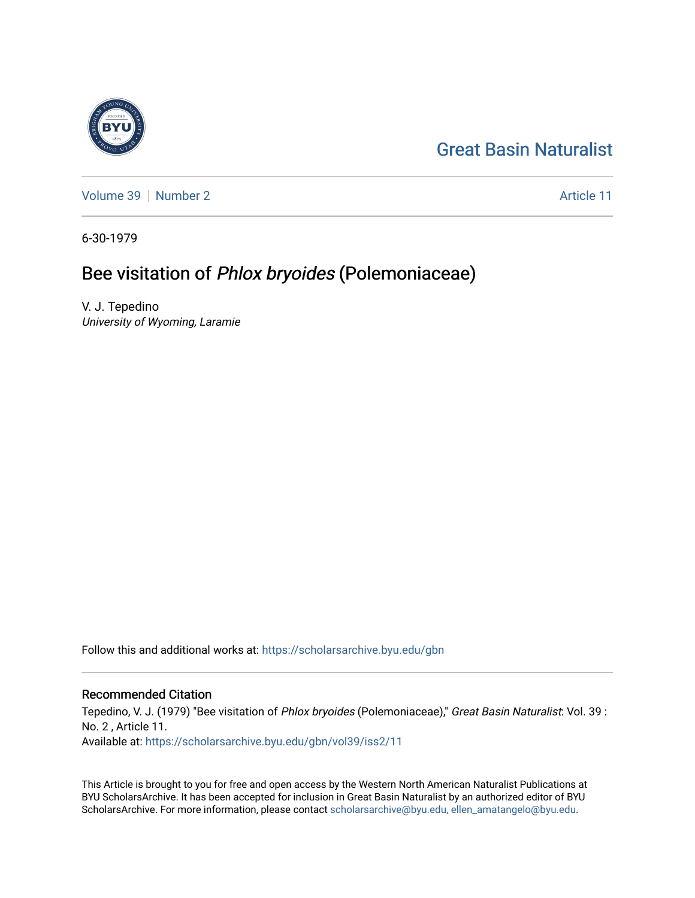Great Basin Naturalist

Volume 39 | Number 2 | Article 11

6-30-1979

# Bee visitation of *Phlox bryoides* (Polemoniaceae)

V. J. Tepedino
*University of Wyoming, Laramie*

Follow this and additional works at: https://scholarsarchive.byu.edu/gbn

## Recommended Citation

Tepedino, V. J. (1979) "Bee visitation of *Phlox bryoides* (Polemoniaceae)," *Great Basin Naturalist*: Vol. 39 : No. 2 , Article 11.
Available at: https://scholarsarchive.byu.edu/gbn/vol39/iss2/11

This Article is brought to you for free and open access by the Western North American Naturalist Publications at BYU ScholarsArchive. It has been accepted for inclusion in Great Basin Naturalist by an authorized editor of BYU ScholarsArchive. For more information, please contact scholarsarchive@byu.edu, ellen_amatangelo@byu.edu.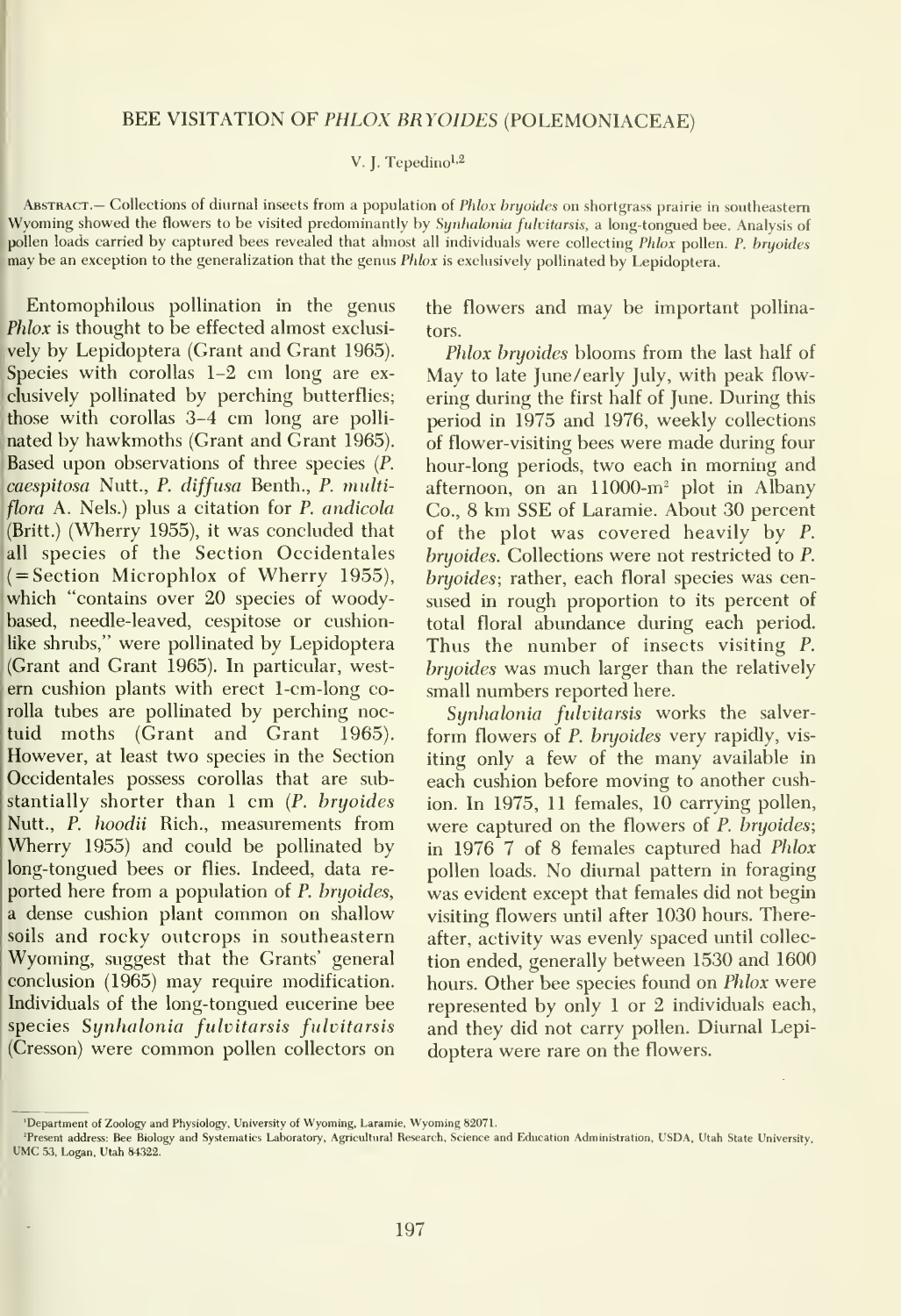# BEE VISITATION OF *PHLOX BRYOIDES* (POLEMONIACEAE)

V. J. Tepedino[1,2]

ABSTRACT.— Collections of diurnal insects from a population of *Phlox bryoides* on shortgrass prairie in southeastern Wyoming showed the flowers to be visited predominantly by *Synhalonia fulvitarsis*, a long-tongued bee. Analysis of pollen loads carried by captured bees revealed that almost all individuals were collecting *Phlox* pollen. *P. bryoides* may be an exception to the generalization that the genus *Phlox* is exclusively pollinated by Lepidoptera.

Entomophilous pollination in the genus *Phlox* is thought to be effected almost exclusively by Lepidoptera (Grant and Grant 1965). Species with corollas 1–2 cm long are exclusively pollinated by perching butterflies; those with corollas 3–4 cm long are pollinated by hawkmoths (Grant and Grant 1965). Based upon observations of three species (*P. caespitosa* Nutt., *P. diffusa* Benth., *P. multiflora* A. Nels.) plus a citation for *P. andicola* (Britt.) (Wherry 1955), it was concluded that all species of the Section Occidentales (=Section Microphlox of Wherry 1955), which "contains over 20 species of woody-based, needle-leaved, cespitose or cushion-like shrubs," were pollinated by Lepidoptera (Grant and Grant 1965). In particular, western cushion plants with erect 1-cm-long corolla tubes are pollinated by perching noctuid moths (Grant and Grant 1965). However, at least two species in the Section Occidentales possess corollas that are substantially shorter than 1 cm (*P. bryoides* Nutt., *P. hoodii* Rich., measurements from Wherry 1955) and could be pollinated by long-tongued bees or flies. Indeed, data reported here from a population of *P. bryoides*, a dense cushion plant common on shallow soils and rocky outcrops in southeastern Wyoming, suggest that the Grants' general conclusion (1965) may require modification. Individuals of the long-tongued eucerine bee species *Synhalonia fulvitarsis fulvitarsis* (Cresson) were common pollen collectors on the flowers and may be important pollinators.

*Phlox bryoides* blooms from the last half of May to late June/early July, with peak flowering during the first half of June. During this period in 1975 and 1976, weekly collections of flower-visiting bees were made during four hour-long periods, two each in morning and afternoon, on an 11000-m$^2$ plot in Albany Co., 8 km SSE of Laramie. About 30 percent of the plot was covered heavily by *P. bryoides*. Collections were not restricted to *P. bryoides*; rather, each floral species was censused in rough proportion to its percent of total floral abundance during each period. Thus the number of insects visiting *P. bryoides* was much larger than the relatively small numbers reported here.

*Synhalonia fulvitarsis* works the salverform flowers of *P. bryoides* very rapidly, visiting only a few of the many available in each cushion before moving to another cushion. In 1975, 11 females, 10 carrying pollen, were captured on the flowers of *P. bryoides*; in 1976 7 of 8 females captured had *Phlox* pollen loads. No diurnal pattern in foraging was evident except that females did not begin visiting flowers until after 1030 hours. Thereafter, activity was evenly spaced until collection ended, generally between 1530 and 1600 hours. Other bee species found on *Phlox* were represented by only 1 or 2 individuals each, and they did not carry pollen. Diurnal Lepidoptera were rare on the flowers.

---

[1]Department of Zoology and Physiology, University of Wyoming, Laramie, Wyoming 82071.

[2]Present address: Bee Biology and Systematics Laboratory, Agricultural Research, Science and Education Administration, USDA, Utah State University, UMC 53, Logan, Utah 84322.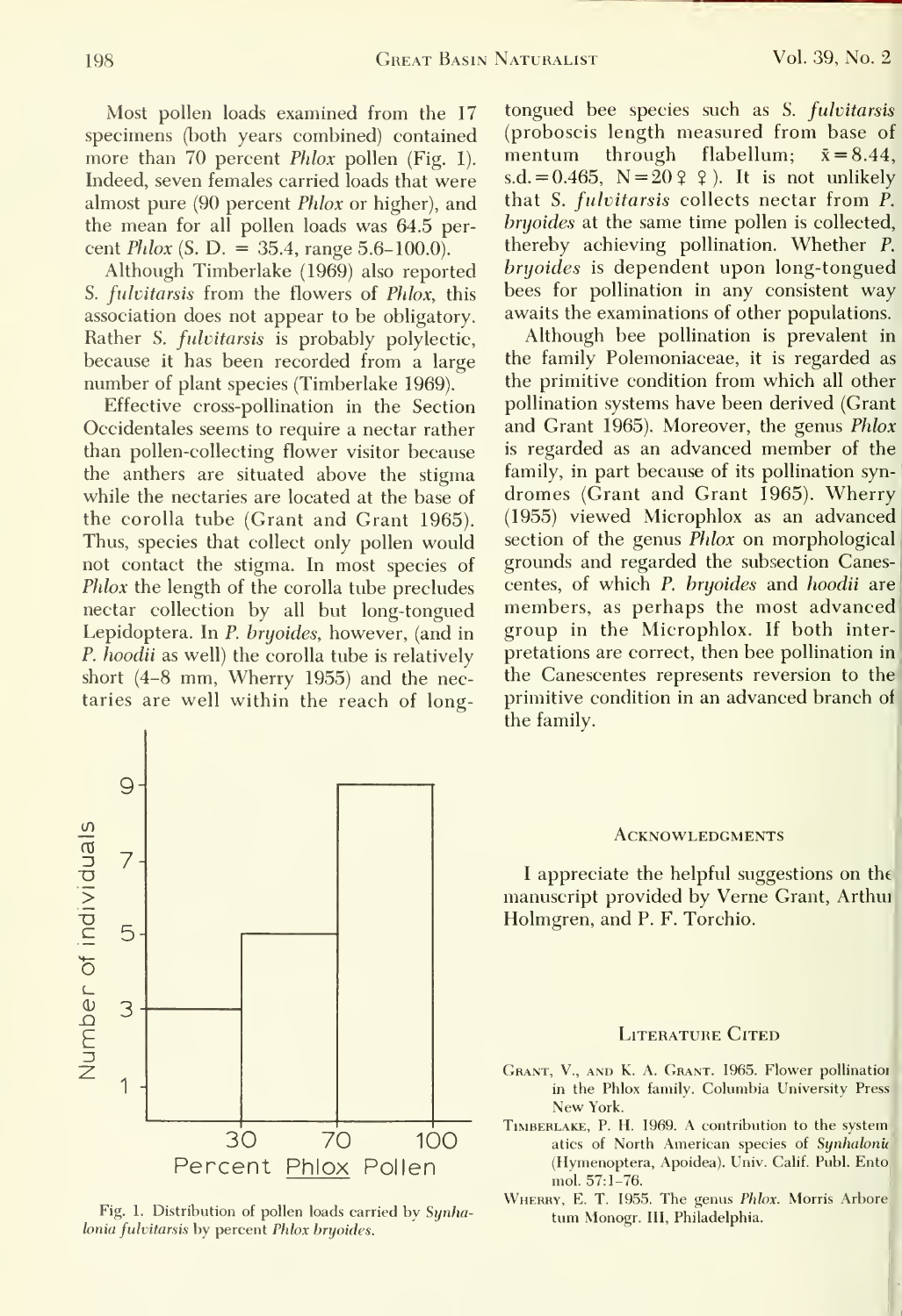Most pollen loads examined from the 17 specimens (both years combined) contained more than 70 percent *Phlox* pollen (Fig. 1). Indeed, seven females carried loads that were almost pure (90 percent *Phlox* or higher), and the mean for all pollen loads was 64.5 percent *Phlox* (S. D. = 35.4, range 5.6–100.0).

Although Timberlake (1969) also reported *S. fulvitarsis* from the flowers of *Phlox*, this association does not appear to be obligatory. Rather *S. fulvitarsis* is probably polylectic, because it has been recorded from a large number of plant species (Timberlake 1969).

Effective cross-pollination in the Section Occidentales seems to require a nectar rather than pollen-collecting flower visitor because the anthers are situated above the stigma while the nectaries are located at the base of the corolla tube (Grant and Grant 1965). Thus, species that collect only pollen would not contact the stigma. In most species of *Phlox* the length of the corolla tube precludes nectar collection by all but long-tongued Lepidoptera. In *P. bryoides*, however, (and in *P. hoodii* as well) the corolla tube is relatively short (4–8 mm, Wherry 1955) and the nectaries are well within the reach of long-tongued bee species such as *S. fulvitarsis* (proboscis length measured from base of mentum through flabellum; $\bar{x} = 8.44$, s.d. = 0.465, N = 20 ♀ ♀). It is not unlikely that *S. fulvitarsis* collects nectar from *P. bryoides* at the same time pollen is collected, thereby achieving pollination. Whether *P. bryoides* is dependent upon long-tongued bees for pollination in any consistent way awaits the examinations of other populations.

Although bee pollination is prevalent in the family Polemoniaceae, it is regarded as the primitive condition from which all other pollination systems have been derived (Grant and Grant 1965). Moreover, the genus *Phlox* is regarded as an advanced member of the family, in part because of its pollination syndromes (Grant and Grant 1965). Wherry (1955) viewed Microphlox as an advanced section of the genus *Phlox* on morphological grounds and regarded the subsection Canescentes, of which *P. bryoides* and *hoodii* are members, as perhaps the most advanced group in the Microphlox. If both interpretations are correct, then bee pollination in the Canescentes represents reversion to the primitive condition in an advanced branch of the family.

Number of individuals
9
7
5
3
1
30 70 100
Percent Phlox Pollen

Fig. 1. Distribution of pollen loads carried by *Synhalonia fulvitarsis* by percent *Phlox bryoides*.

## Acknowledgments

I appreciate the helpful suggestions on the manuscript provided by Verne Grant, Arthur Holmgren, and P. F. Torchio.

## Literature Cited

Grant, V., and K. A. Grant. 1965. Flower pollination in the Phlox family. Columbia University Press New York.

Timberlake, P. H. 1969. A contribution to the systematics of North American species of *Synhalonia* (Hymenoptera, Apoidea). Univ. Calif. Publ. Entomol. 57:1–76.

Wherry, E. T. 1955. The genus *Phlox*. Morris Arboretum Monogr. III, Philadelphia.